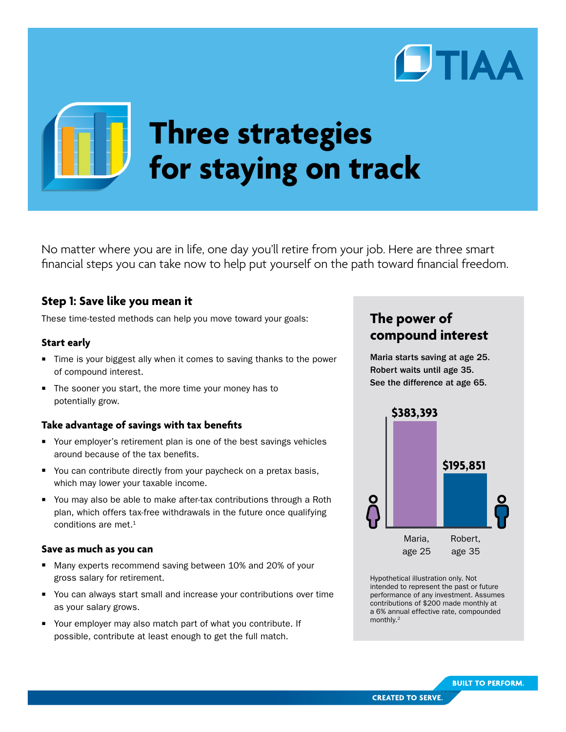# Three strategies for staying on track

No matter where you are in life, one day you'll retire from your job. Here are three smart financial steps you can take now to help put yourself on the path toward financial freedom.

## Step 1: Save like you mean it

These time-tested methods can help you move toward your goals:

### Start early

- Time is your biggest ally when it comes to saving thanks to the power of compound interest.
- The sooner you start, the more time your money has to potentially grow.

### Take advantage of savings with tax benefits

- Your employer's retirement plan is one of the best savings vehicles around because of the tax benefits.
- You can contribute directly from your paycheck on a pretax basis, which may lower your taxable income.
- You may also be able to make after-tax contributions through a Roth plan, which offers tax-free withdrawals in the future once qualifying conditions are met.[1]

### Save as much as you can

- Many experts recommend saving between 10% and 20% of your gross salary for retirement.
- You can always start small and increase your contributions over time as your salary grows.
- Your employer may also match part of what you contribute. If possible, contribute at least enough to get the full match.

## The power of compound interest

**Maria starts saving at age 25. Robert waits until age 35. See the difference at age 65.**

| | Maria, age 25 | Robert, age 35 |
| --- | --- | --- |
| Savings at age 65 | $383,393 | $195,851 |

Hypothetical illustration only. Not intended to represent the past or future performance of any investment. Assumes contributions of $200 made monthly at a 6% annual effective rate, compounded monthly.[2]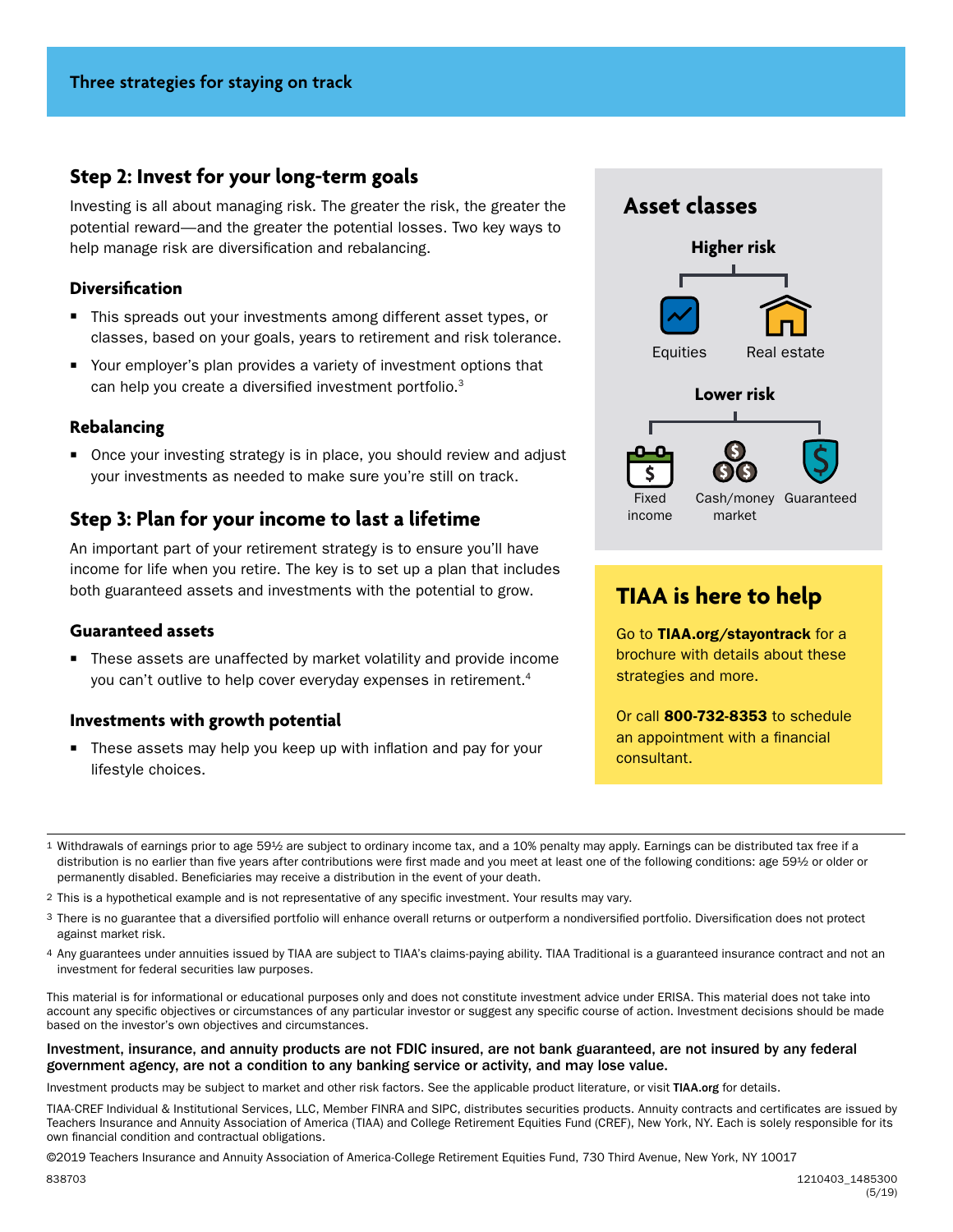## Three strategies for staying on track

## Step 2: Invest for your long-term goals

Investing is all about managing risk. The greater the risk, the greater the potential reward—and the greater the potential losses. Two key ways to help manage risk are diversification and rebalancing.

### Diversification

- This spreads out your investments among different asset types, or classes, based on your goals, years to retirement and risk tolerance.
- Your employer's plan provides a variety of investment options that can help you create a diversified investment portfolio.[3]

### Rebalancing

- Once your investing strategy is in place, you should review and adjust your investments as needed to make sure you're still on track.

## Step 3: Plan for your income to last a lifetime

An important part of your retirement strategy is to ensure you'll have income for life when you retire. The key is to set up a plan that includes both guaranteed assets and investments with the potential to grow.

### Guaranteed assets

- These assets are unaffected by market volatility and provide income you can't outlive to help cover everyday expenses in retirement.[4]

### Investments with growth potential

- These assets may help you keep up with inflation and pay for your lifestyle choices.

## Asset classes

**Higher risk**

Equities

Real estate

**Lower risk**

Fixed income

Cash/money market

Guaranteed

## TIAA is here to help

Go to **TIAA.org/stayontrack** for a brochure with details about these strategies and more.

Or call **800-732-8353** to schedule an appointment with a financial consultant.

---

1 Withdrawals of earnings prior to age 59½ are subject to ordinary income tax, and a 10% penalty may apply. Earnings can be distributed tax free if a distribution is no earlier than five years after contributions were first made and you meet at least one of the following conditions: age 59½ or older or permanently disabled. Beneficiaries may receive a distribution in the event of your death.

2 This is a hypothetical example and is not representative of any specific investment. Your results may vary.

3 There is no guarantee that a diversified portfolio will enhance overall returns or outperform a nondiversified portfolio. Diversification does not protect against market risk.

4 Any guarantees under annuities issued by TIAA are subject to TIAA's claims-paying ability. TIAA Traditional is a guaranteed insurance contract and not an investment for federal securities law purposes.

This material is for informational or educational purposes only and does not constitute investment advice under ERISA. This material does not take into account any specific objectives or circumstances of any particular investor or suggest any specific course of action. Investment decisions should be made based on the investor's own objectives and circumstances.

**Investment, insurance, and annuity products are not FDIC insured, are not bank guaranteed, are not insured by any federal government agency, are not a condition to any banking service or activity, and may lose value.**

Investment products may be subject to market and other risk factors. See the applicable product literature, or visit **TIAA.org** for details.

TIAA-CREF Individual & Institutional Services, LLC, Member FINRA and SIPC, distributes securities products. Annuity contracts and certificates are issued by Teachers Insurance and Annuity Association of America (TIAA) and College Retirement Equities Fund (CREF), New York, NY. Each is solely responsible for its own financial condition and contractual obligations.

©2019 Teachers Insurance and Annuity Association of America-College Retirement Equities Fund, 730 Third Avenue, New York, NY 10017

838703

1210403_1485300 (5/19)